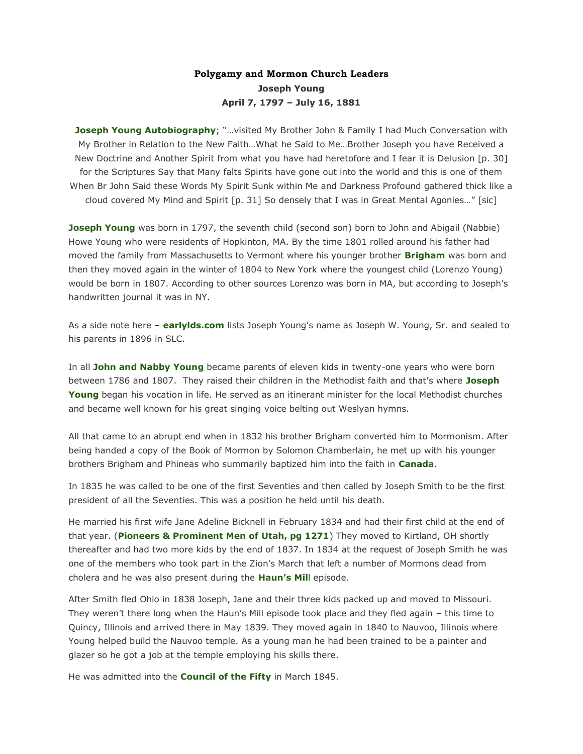**Polygamy and Mormon Church Leaders**

**Joseph Young**

**April 7, 1797 – July 16, 1881**

**Joseph Young Autobiography**; "…visited My Brother John & Family I had Much Conversation with My Brother in Relation to the New Faith…What he Said to Me…Brother Joseph you have Received a New Doctrine and Another Spirit from what you have had heretofore and I fear it is Delusion [p. 30] for the Scriptures Say that Many falts Spirits have gone out into the world and this is one of them When Br John Said these Words My Spirit Sunk within Me and Darkness Profound gathered thick like a cloud covered My Mind and Spirit [p. 31] So densely that I was in Great Mental Agonies…" [sic]

**Joseph Young** was born in 1797, the seventh child (second son) born to John and Abigail (Nabbie) Howe Young who were residents of Hopkinton, MA. By the time 1801 rolled around his father had moved the family from Massachusetts to Vermont where his younger brother **Brigham** was born and then they moved again in the winter of 1804 to New York where the youngest child (Lorenzo Young) would be born in 1807. According to other sources Lorenzo was born in MA, but according to Joseph's handwritten journal it was in NY.

As a side note here – **earlylds.com** lists Joseph Young's name as Joseph W. Young, Sr. and sealed to his parents in 1896 in SLC.

In all **John and Nabby Young** became parents of eleven kids in twenty-one years who were born between 1786 and 1807. They raised their children in the Methodist faith and that's where **Joseph Young** began his vocation in life. He served as an itinerant minister for the local Methodist churches and became well known for his great singing voice belting out Weslyan hymns.

All that came to an abrupt end when in 1832 his brother Brigham converted him to Mormonism. After being handed a copy of the Book of Mormon by Solomon Chamberlain, he met up with his younger brothers Brigham and Phineas who summarily baptized him into the faith in **Canada**.

In 1835 he was called to be one of the first Seventies and then called by Joseph Smith to be the first president of all the Seventies. This was a position he held until his death.

He married his first wife Jane Adeline Bicknell in February 1834 and had their first child at the end of that year. (**Pioneers & Prominent Men of Utah, pg 1271**) They moved to Kirtland, OH shortly thereafter and had two more kids by the end of 1837. In 1834 at the request of Joseph Smith he was one of the members who took part in the Zion's March that left a number of Mormons dead from cholera and he was also present during the **Haun's Mill** episode.

After Smith fled Ohio in 1838 Joseph, Jane and their three kids packed up and moved to Missouri. They weren't there long when the Haun's Mill episode took place and they fled again – this time to Quincy, Illinois and arrived there in May 1839. They moved again in 1840 to Nauvoo, Illinois where Young helped build the Nauvoo temple. As a young man he had been trained to be a painter and glazer so he got a job at the temple employing his skills there.

He was admitted into the **Council of the Fifty** in March 1845.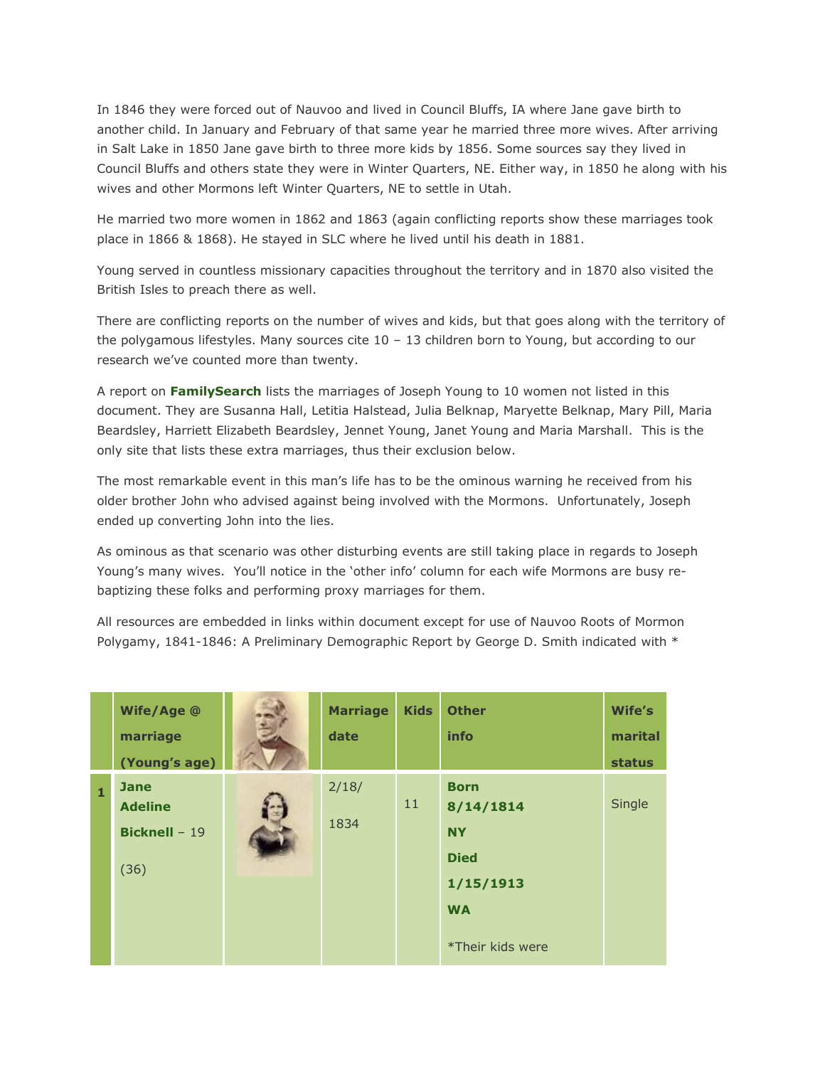In 1846 they were forced out of Nauvoo and lived in Council Bluffs, IA where Jane gave birth to another child. In January and February of that same year he married three more wives. After arriving in Salt Lake in 1850 Jane gave birth to three more kids by 1856. Some sources say they lived in Council Bluffs and others state they were in Winter Quarters, NE. Either way, in 1850 he along with his wives and other Mormons left Winter Quarters, NE to settle in Utah.

He married two more women in 1862 and 1863 (again conflicting reports show these marriages took place in 1866 & 1868). He stayed in SLC where he lived until his death in 1881.

Young served in countless missionary capacities throughout the territory and in 1870 also visited the British Isles to preach there as well.

There are conflicting reports on the number of wives and kids, but that goes along with the territory of the polygamous lifestyles. Many sources cite 10 – 13 children born to Young, but according to our research we've counted more than twenty.

A report on **FamilySearch** lists the marriages of Joseph Young to 10 women not listed in this document. They are Susanna Hall, Letitia Halstead, Julia Belknap, Maryette Belknap, Mary Pill, Maria Beardsley, Harriett Elizabeth Beardsley, Jennet Young, Janet Young and Maria Marshall. This is the only site that lists these extra marriages, thus their exclusion below.

The most remarkable event in this man's life has to be the ominous warning he received from his older brother John who advised against being involved with the Mormons. Unfortunately, Joseph ended up converting John into the lies.

As ominous as that scenario was other disturbing events are still taking place in regards to Joseph Young's many wives. You'll notice in the 'other info' column for each wife Mormons are busy re-baptizing these folks and performing proxy marriages for them.

All resources are embedded in links within document except for use of Nauvoo Roots of Mormon Polygamy, 1841-1846: A Preliminary Demographic Report by George D. Smith indicated with *

| | Wife/Age @ marriage (Young's age) | | Marriage date | Kids | Other info | Wife's marital status |
|---|---|---|---|---|---|---|
| 1 | **Jane Adeline Bicknell** – 19 (36) | | 2/18/1834 | 11 | **Born 8/14/1814 NY Died 1/15/1913 WA** *Their kids were | Single |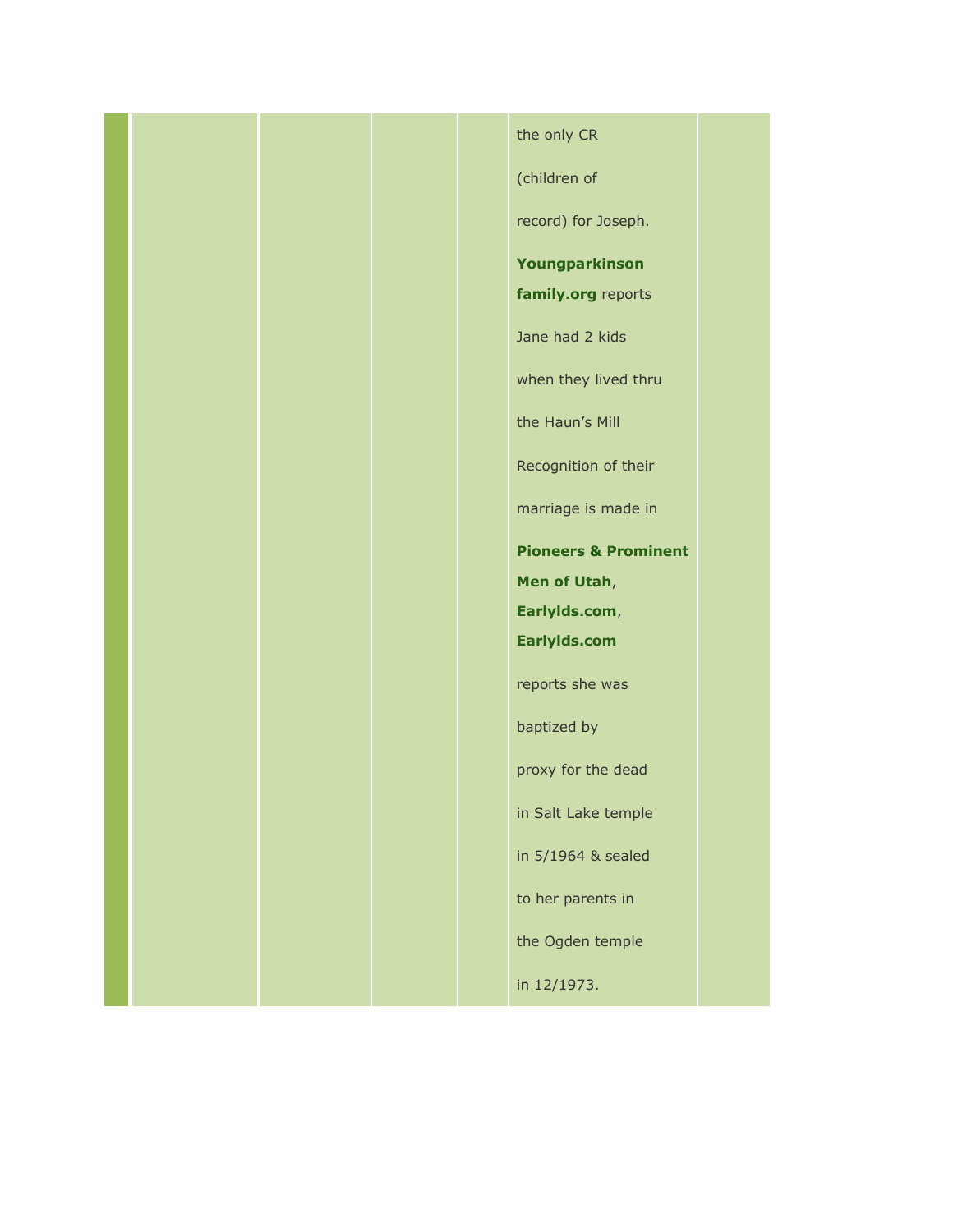|  |  |  |  |  | the only CR (children of record) for Joseph. **Youngparkinson family.org** reports Jane had 2 kids when they lived thru the Haun's Mill Recognition of their marriage is made in **Pioneers & Prominent Men of Utah**, **Earlylds.com**, **Earlylds.com** reports she was baptized by proxy for the dead in Salt Lake temple in 5/1964 & sealed to her parents in the Ogden temple in 12/1973. |  |
|---|---|---|---|---|---|---|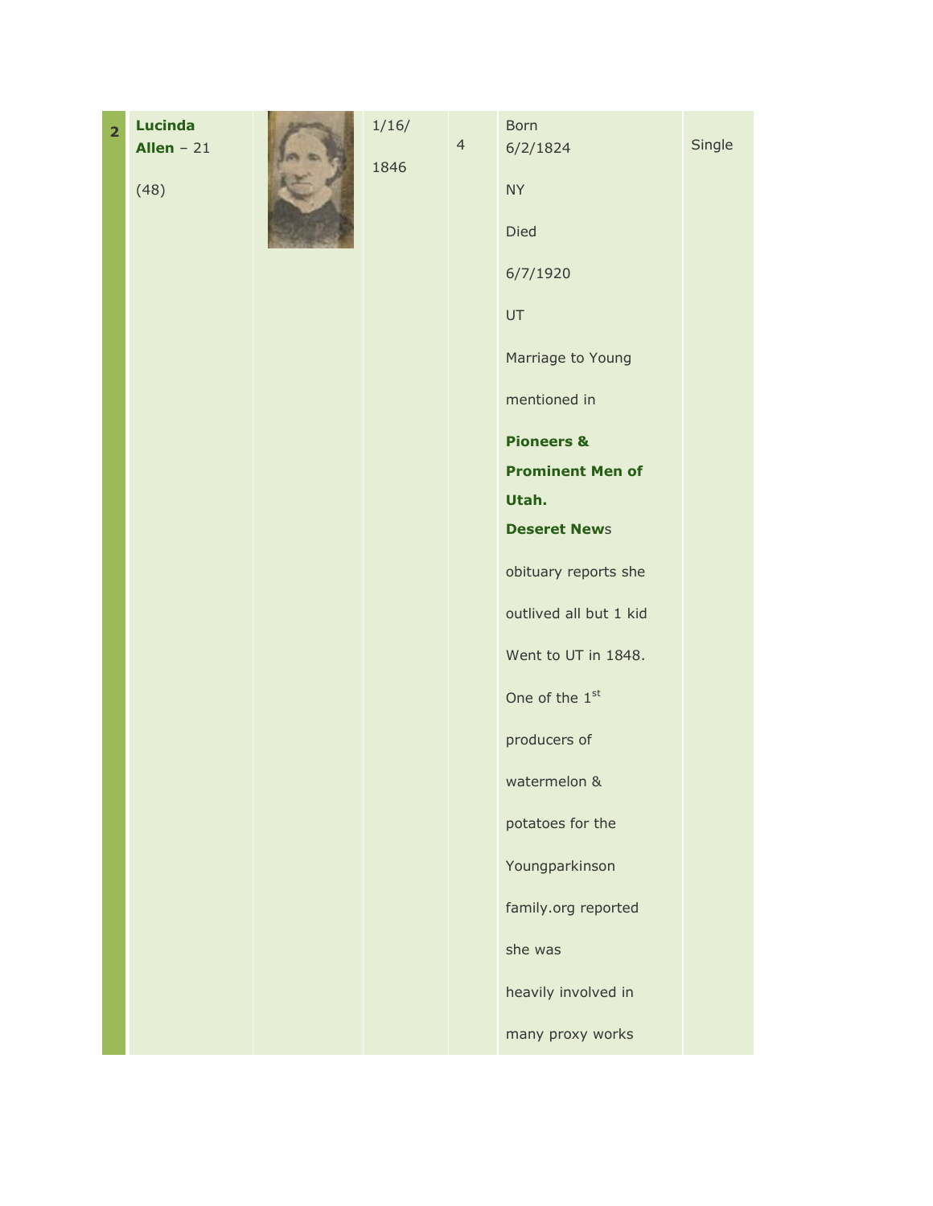| | | | | | | |
|---|---|---|---|---|---|---|
| **2** | **Lucinda Allen** – 21 (48) | | 1/16/ 1846 | 4 | Born 6/2/1824 NY Died 6/7/1920 UT Marriage to Young mentioned in **Pioneers & Prominent Men of Utah.** **Deseret New**s obituary reports she outlived all but 1 kid Went to UT in 1848. One of the 1st producers of watermelon & potatoes for the Youngparkinson family.org reported she was heavily involved in many proxy works | Single |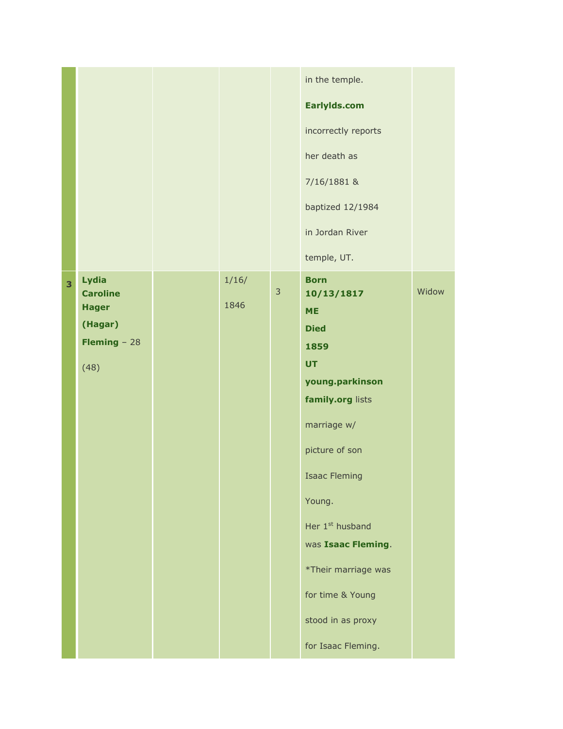| | | | | | | |
|---|---|---|---|---|---|---|
| | | | | | in the temple. **Earlylds.com** incorrectly reports her death as 7/16/1881 & baptized 12/1984 in Jordan River temple, UT. | |
| **3** | **Lydia Caroline Hager (Hagar) Fleming** – 28 (48) | | 1/16/ 1846 | 3 | **Born 10/13/1817 ME Died 1859 UT young.parkinson family.org** lists marriage w/ picture of son Isaac Fleming Young. Her 1st husband was **Isaac Fleming**. *Their marriage was for time & Young stood in as proxy for Isaac Fleming. | Widow |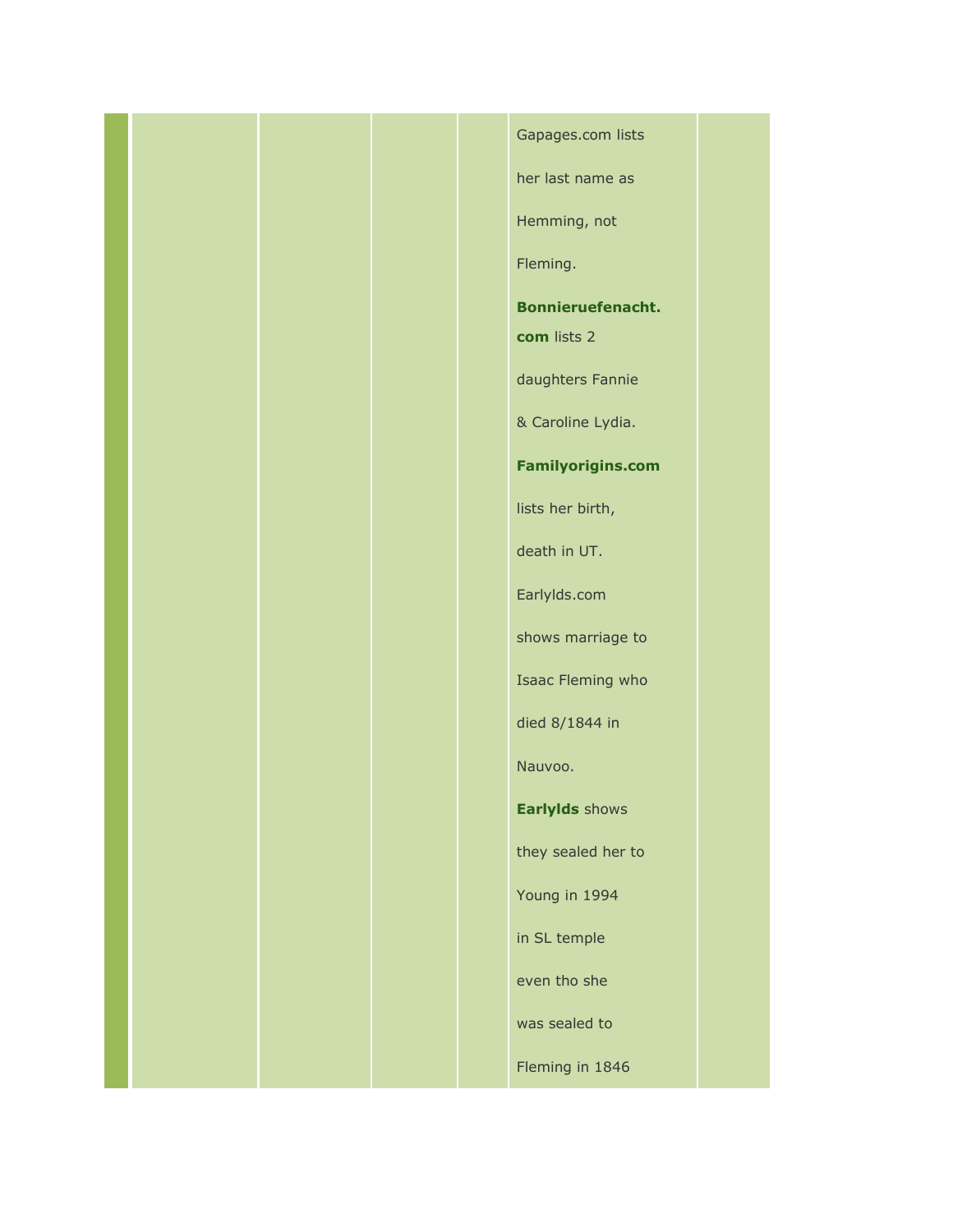| | | | | | |
|---|---|---|---|---|---|
| | | | | Gapages.com lists her last name as Hemming, not Fleming. **Bonnieruefenacht.com** lists 2 daughters Fannie & Caroline Lydia. **Familyorigins.com** lists her birth, death in UT. Earlylds.com shows marriage to Isaac Fleming who died 8/1844 in Nauvoo. **Earlylds** shows they sealed her to Young in 1994 in SL temple even tho she was sealed to Fleming in 1846 | |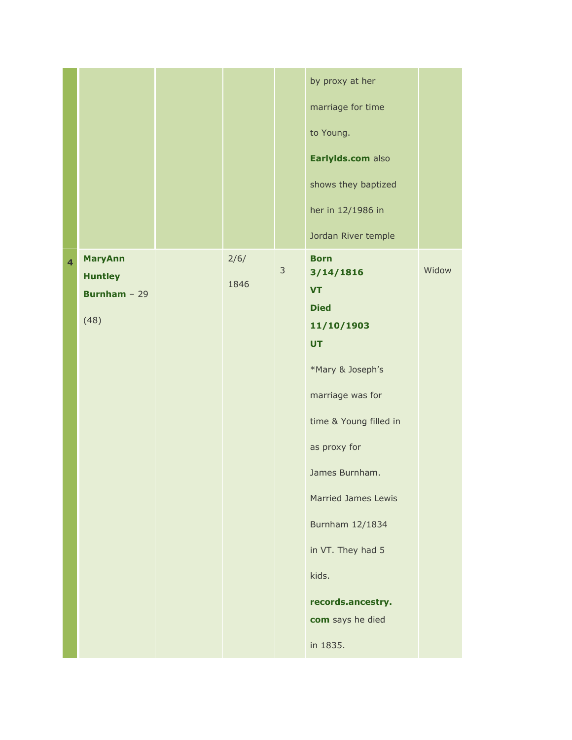| | | | | | | |
|---|---|---|---|---|---|---|
| | | | | | by proxy at her marriage for time to Young. **Earlylds.com** also shows they baptized her in 12/1986 in Jordan River temple | |
| **4** | **MaryAnn Huntley Burnham** – 29 (48) | | 2/6/1846 | 3 | **Born 3/14/1816 VT Died 11/10/1903 UT** *Mary & Joseph's marriage was for time & Young filled in as proxy for James Burnham. Married James Lewis Burnham 12/1834 in VT. They had 5 kids. **records.ancestry.com** says he died in 1835. | Widow |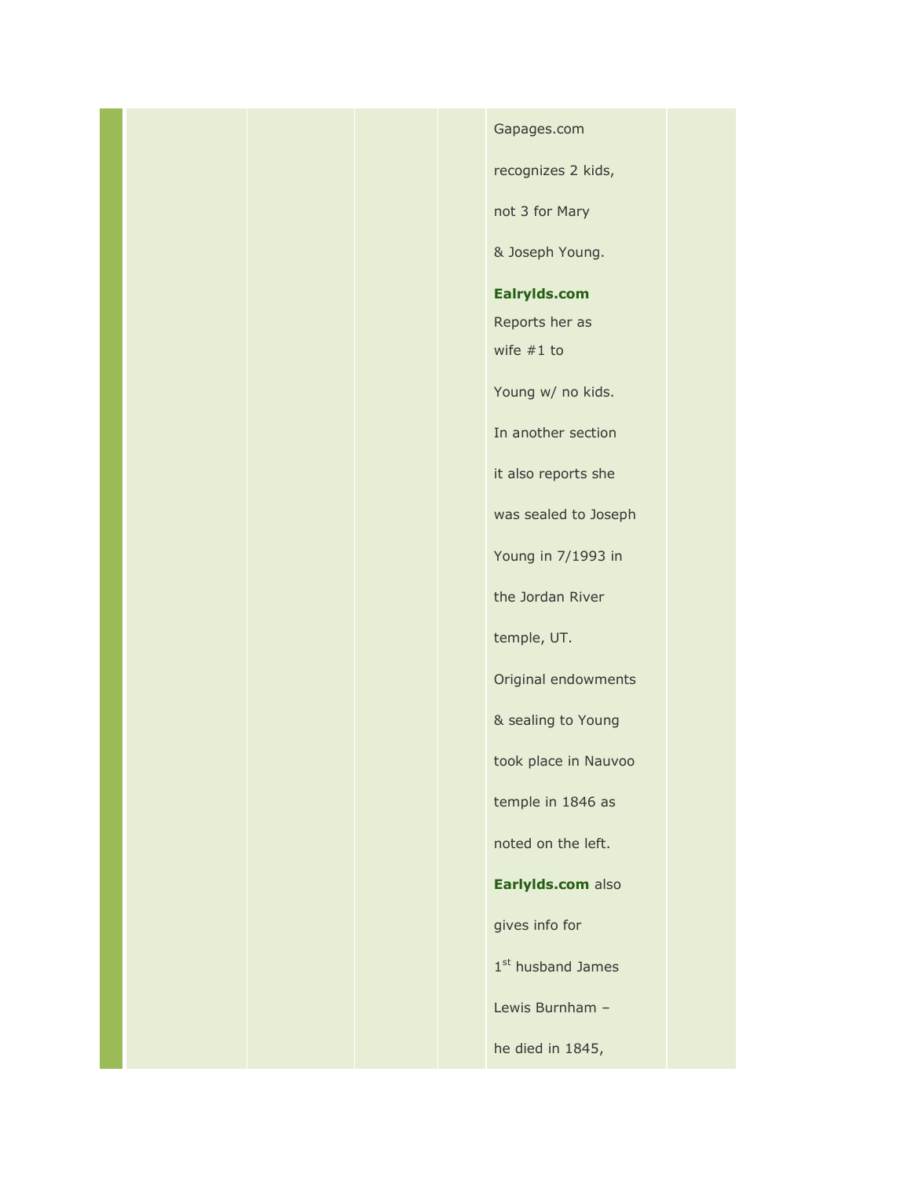| | | | | | |
|---|---|---|---|---|---|
| | | | | Gapages.com recognizes 2 kids, not 3 for Mary & Joseph Young. **Ealrylds.com** Reports her as wife #1 to Young w/ no kids. In another section it also reports she was sealed to Joseph Young in 7/1993 in the Jordan River temple, UT. Original endowments & sealing to Young took place in Nauvoo temple in 1846 as noted on the left. **Earlylds.com** also gives info for 1st husband James Lewis Burnham – he died in 1845, | |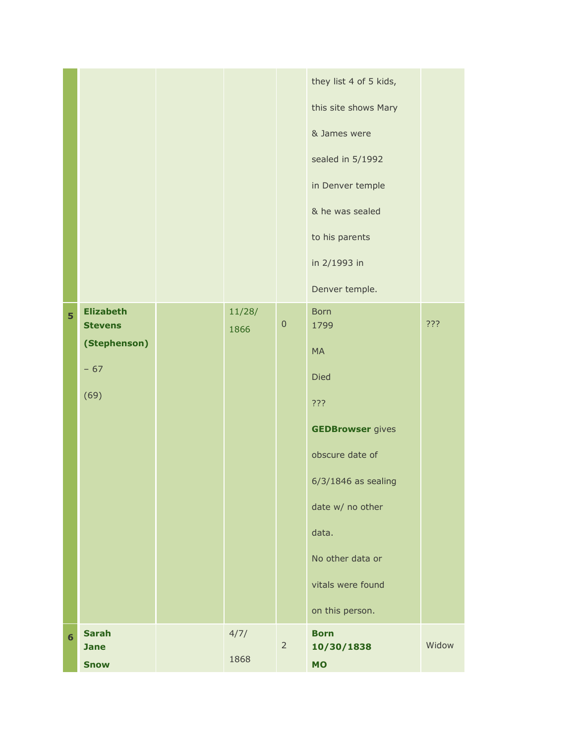| | | | | | | |
|---|---|---|---|---|---|---|
| | | | | | they list 4 of 5 kids, this site shows Mary & James were sealed in 5/1992 in Denver temple & he was sealed to his parents in 2/1993 in Denver temple. | |
| **5** | **Elizabeth Stevens (Stephenson)** – 67 (69) | | 11/28/ 1866 | 0 | Born 1799 MA Died ??? **GEDBrowser** gives obscure date of 6/3/1846 as sealing date w/ no other data. No other data or vitals were found on this person. | ??? |
| **6** | **Sarah Jane Snow** | | 4/7/ 1868 | 2 | **Born 10/30/1838 MO** | Widow |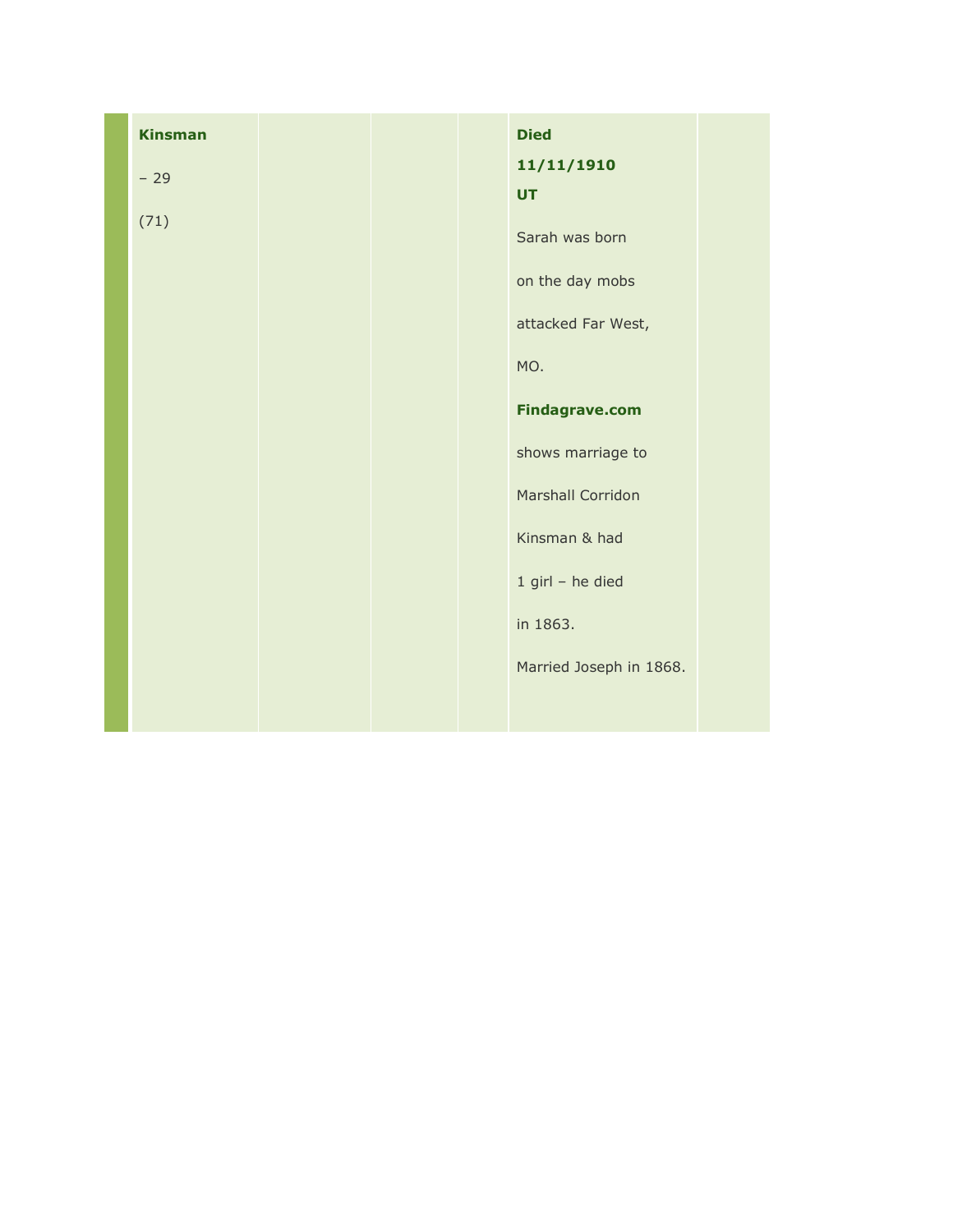| | | | | | |
|---|---|---|---|---|---|
| **Kinsman**<br><br>– 29<br><br>(71) | | | | **Died**<br>**11/11/1910**<br>**UT**<br><br>Sarah was born<br><br>on the day mobs<br><br>attacked Far West,<br><br>MO.<br><br>**Findagrave.com**<br><br>shows marriage to<br><br>Marshall Corridon<br><br>Kinsman & had<br><br>1 girl – he died<br><br>in 1863.<br><br>Married Joseph in 1868. | |